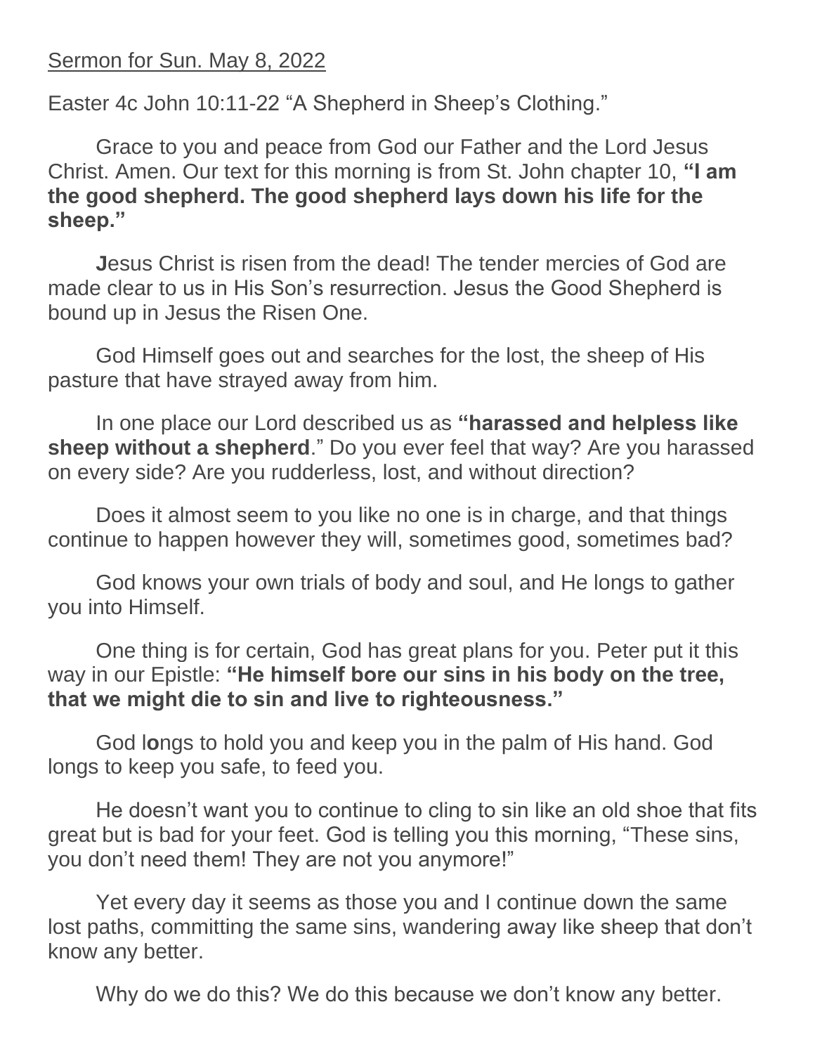Sermon for Sun. May 8, 2022

Easter 4c John 10:11-22 “A Shepherd in Sheep’s Clothing.”

Grace to you and peace from God our Father and the Lord Jesus Christ. Amen. Our text for this morning is from St. John chapter 10, **“I am the good shepherd. The good shepherd lays down his life for the sheep.”**

**J**esus Christ is risen from the dead! The tender mercies of God are made clear to us in His Son’s resurrection. Jesus the Good Shepherd is bound up in Jesus the Risen One.

God Himself goes out and searches for the lost, the sheep of His pasture that have strayed away from him.

In one place our Lord described us as **“harassed and helpless like sheep without a shepherd**.” Do you ever feel that way? Are you harassed on every side? Are you rudderless, lost, and without direction?

Does it almost seem to you like no one is in charge, and that things continue to happen however they will, sometimes good, sometimes bad?

God knows your own trials of body and soul, and He longs to gather you into Himself.

One thing is for certain, God has great plans for you. Peter put it this way in our Epistle: **“He himself bore our sins in his body on the tree, that we might die to sin and live to righteousness.”**

God l**o**ngs to hold you and keep you in the palm of His hand. God longs to keep you safe, to feed you.

He doesn’t want you to continue to cling to sin like an old shoe that fits great but is bad for your feet. God is telling you this morning, “These sins, you don’t need them! They are not you anymore!”

Yet every day it seems as those you and I continue down the same lost paths, committing the same sins, wandering away like sheep that don’t know any better.

Why do we do this? We do this because we don’t know any better.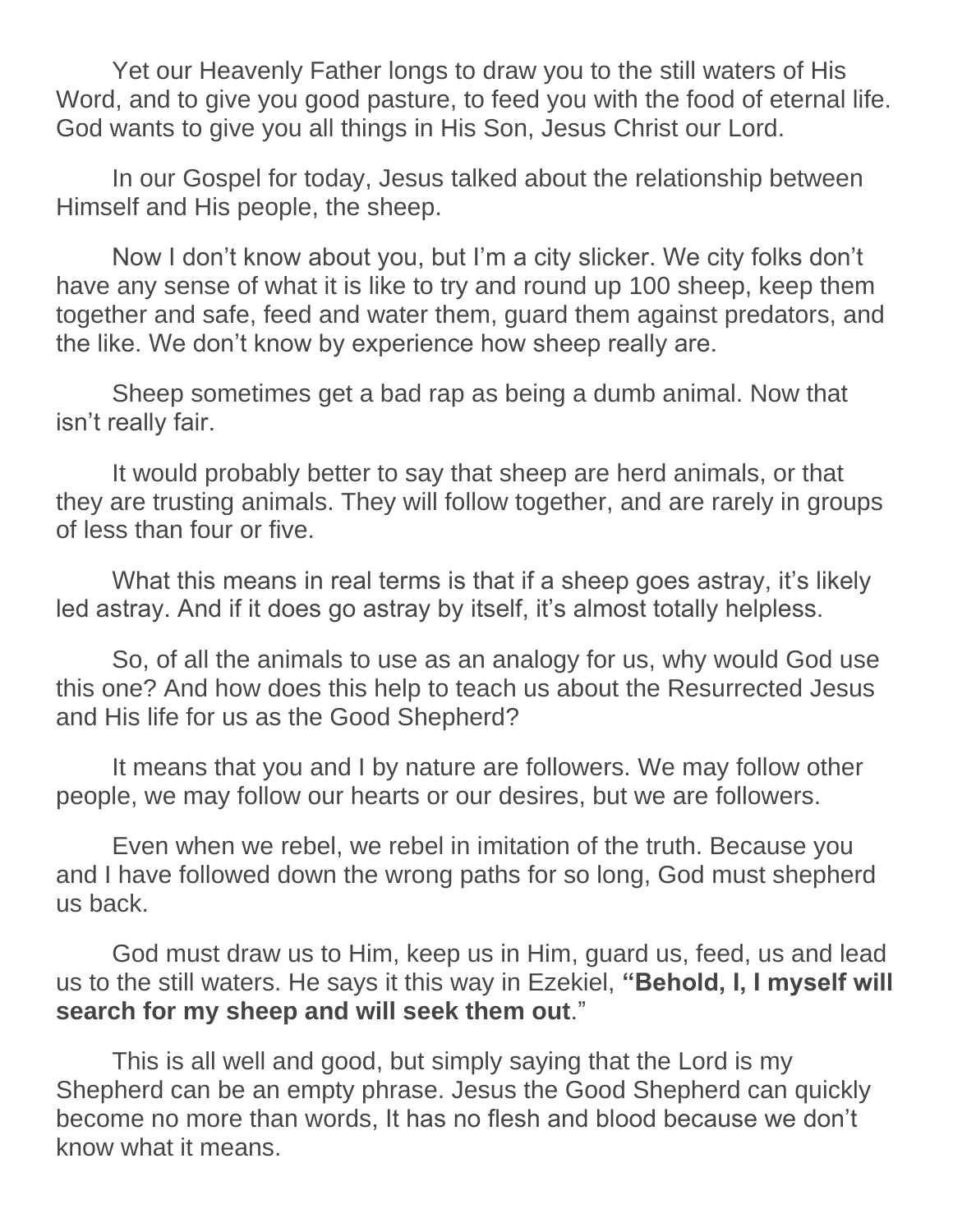Yet our Heavenly Father longs to draw you to the still waters of His Word, and to give you good pasture, to feed you with the food of eternal life. God wants to give you all things in His Son, Jesus Christ our Lord.

In our Gospel for today, Jesus talked about the relationship between Himself and His people, the sheep.

Now I don't know about you, but I'm a city slicker. We city folks don't have any sense of what it is like to try and round up 100 sheep, keep them together and safe, feed and water them, guard them against predators, and the like. We don't know by experience how sheep really are.

Sheep sometimes get a bad rap as being a dumb animal. Now that isn't really fair.

It would probably better to say that sheep are herd animals, or that they are trusting animals. They will follow together, and are rarely in groups of less than four or five.

What this means in real terms is that if a sheep goes astray, it's likely led astray. And if it does go astray by itself, it's almost totally helpless.

So, of all the animals to use as an analogy for us, why would God use this one? And how does this help to teach us about the Resurrected Jesus and His life for us as the Good Shepherd?

It means that you and I by nature are followers. We may follow other people, we may follow our hearts or our desires, but we are followers.

Even when we rebel, we rebel in imitation of the truth. Because you and I have followed down the wrong paths for so long, God must shepherd us back.

God must draw us to Him, keep us in Him, guard us, feed, us and lead us to the still waters. He says it this way in Ezekiel, **"Behold, I, I myself will search for my sheep and will seek them out**."

This is all well and good, but simply saying that the Lord is my Shepherd can be an empty phrase. Jesus the Good Shepherd can quickly become no more than words, It has no flesh and blood because we don't know what it means.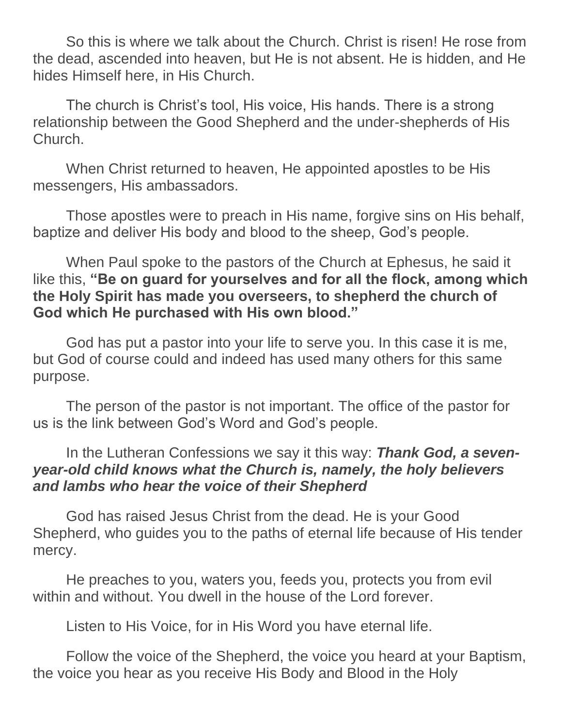So this is where we talk about the Church. Christ is risen! He rose from the dead, ascended into heaven, but He is not absent. He is hidden, and He hides Himself here, in His Church.

The church is Christ's tool, His voice, His hands. There is a strong relationship between the Good Shepherd and the under-shepherds of His Church.

When Christ returned to heaven, He appointed apostles to be His messengers, His ambassadors.

Those apostles were to preach in His name, forgive sins on His behalf, baptize and deliver His body and blood to the sheep, God's people.

When Paul spoke to the pastors of the Church at Ephesus, he said it like this, **"Be on guard for yourselves and for all the flock, among which the Holy Spirit has made you overseers, to shepherd the church of God which He purchased with His own blood."**

God has put a pastor into your life to serve you. In this case it is me, but God of course could and indeed has used many others for this same purpose.

The person of the pastor is not important. The office of the pastor for us is the link between God's Word and God's people.

In the Lutheran Confessions we say it this way: ***Thank God, a seven-year-old child knows what the Church is, namely, the holy believers and lambs who hear the voice of their Shepherd***

God has raised Jesus Christ from the dead. He is your Good Shepherd, who guides you to the paths of eternal life because of His tender mercy.

He preaches to you, waters you, feeds you, protects you from evil within and without. You dwell in the house of the Lord forever.

Listen to His Voice, for in His Word you have eternal life.

Follow the voice of the Shepherd, the voice you heard at your Baptism, the voice you hear as you receive His Body and Blood in the Holy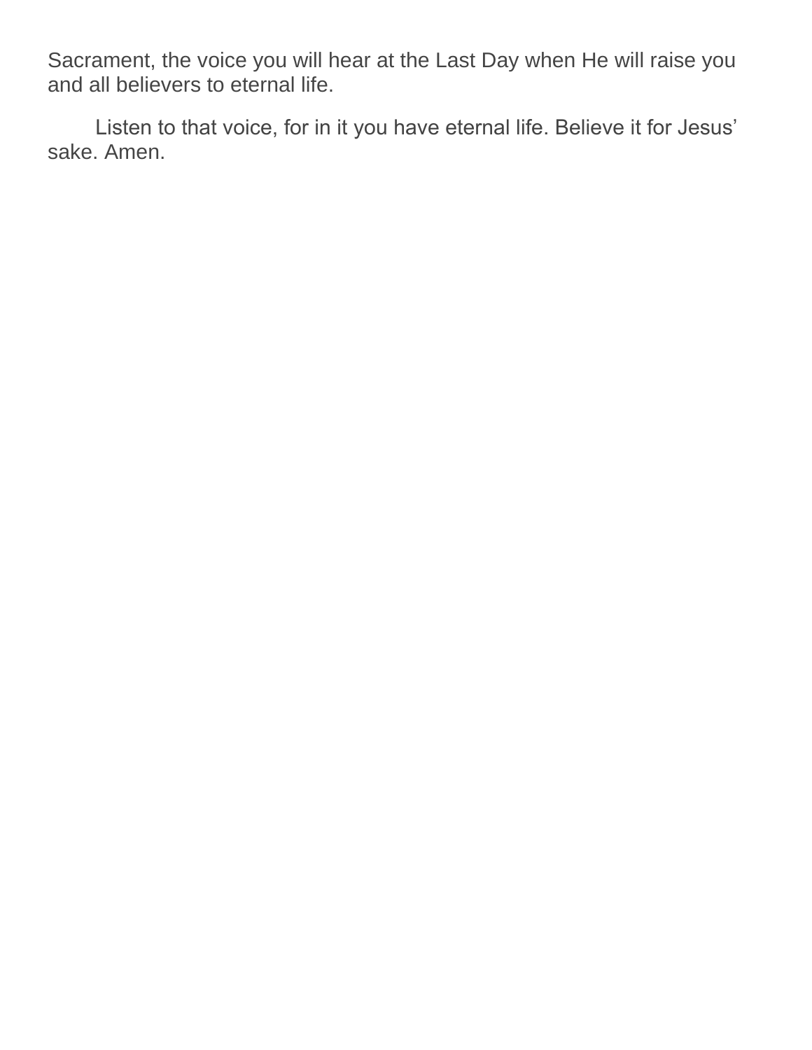Sacrament, the voice you will hear at the Last Day when He will raise you and all believers to eternal life.

Listen to that voice, for in it you have eternal life. Believe it for Jesus' sake. Amen.